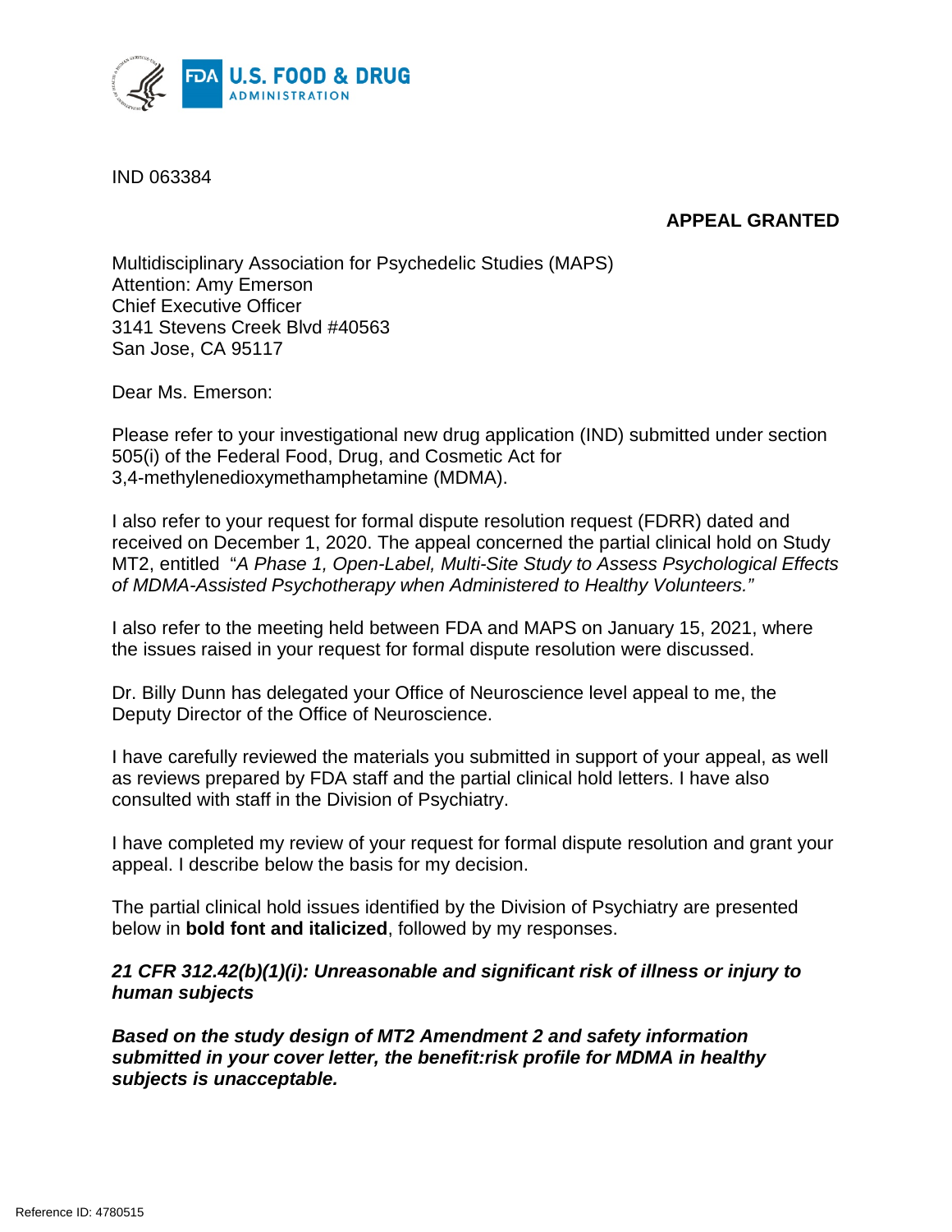IND 063384

**APPEAL GRANTED**

Multidisciplinary Association for Psychedelic Studies (MAPS)
Attention: Amy Emerson
Chief Executive Officer
3141 Stevens Creek Blvd #40563
San Jose, CA 95117

Dear Ms. Emerson:

Please refer to your investigational new drug application (IND) submitted under section 505(i) of the Federal Food, Drug, and Cosmetic Act for 3,4-methylenedioxymethamphetamine (MDMA).

I also refer to your request for formal dispute resolution request (FDRR) dated and received on December 1, 2020. The appeal concerned the partial clinical hold on Study MT2, entitled "*A Phase 1, Open-Label, Multi-Site Study to Assess Psychological Effects of MDMA-Assisted Psychotherapy when Administered to Healthy Volunteers.*"

I also refer to the meeting held between FDA and MAPS on January 15, 2021, where the issues raised in your request for formal dispute resolution were discussed.

Dr. Billy Dunn has delegated your Office of Neuroscience level appeal to me, the Deputy Director of the Office of Neuroscience.

I have carefully reviewed the materials you submitted in support of your appeal, as well as reviews prepared by FDA staff and the partial clinical hold letters. I have also consulted with staff in the Division of Psychiatry.

I have completed my review of your request for formal dispute resolution and grant your appeal. I describe below the basis for my decision.

The partial clinical hold issues identified by the Division of Psychiatry are presented below in **bold font and italicized**, followed by my responses.

***21 CFR 312.42(b)(1)(i): Unreasonable and significant risk of illness or injury to human subjects***

***Based on the study design of MT2 Amendment 2 and safety information submitted in your cover letter, the benefit:risk profile for MDMA in healthy subjects is unacceptable.***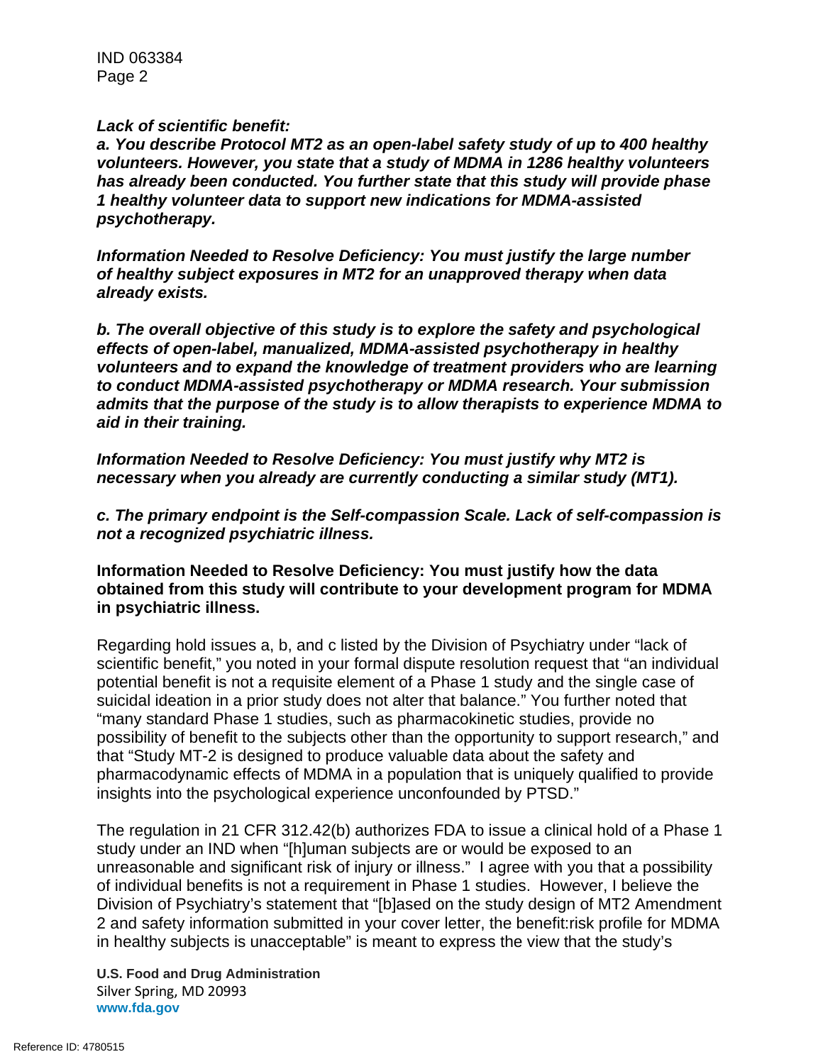***Lack of scientific benefit:***

***a. You describe Protocol MT2 as an open-label safety study of up to 400 healthy volunteers. However, you state that a study of MDMA in 1286 healthy volunteers has already been conducted. You further state that this study will provide phase 1 healthy volunteer data to support new indications for MDMA-assisted psychotherapy.***

***Information Needed to Resolve Deficiency: You must justify the large number of healthy subject exposures in MT2 for an unapproved therapy when data already exists.***

***b. The overall objective of this study is to explore the safety and psychological effects of open-label, manualized, MDMA-assisted psychotherapy in healthy volunteers and to expand the knowledge of treatment providers who are learning to conduct MDMA-assisted psychotherapy or MDMA research. Your submission admits that the purpose of the study is to allow therapists to experience MDMA to aid in their training.***

***Information Needed to Resolve Deficiency: You must justify why MT2 is necessary when you already are currently conducting a similar study (MT1).***

***c. The primary endpoint is the Self-compassion Scale. Lack of self-compassion is not a recognized psychiatric illness.***

**Information Needed to Resolve Deficiency: You must justify how the data obtained from this study will contribute to your development program for MDMA in psychiatric illness.**

Regarding hold issues a, b, and c listed by the Division of Psychiatry under "lack of scientific benefit," you noted in your formal dispute resolution request that "an individual potential benefit is not a requisite element of a Phase 1 study and the single case of suicidal ideation in a prior study does not alter that balance." You further noted that "many standard Phase 1 studies, such as pharmacokinetic studies, provide no possibility of benefit to the subjects other than the opportunity to support research," and that "Study MT-2 is designed to produce valuable data about the safety and pharmacodynamic effects of MDMA in a population that is uniquely qualified to provide insights into the psychological experience unconfounded by PTSD."

The regulation in 21 CFR 312.42(b) authorizes FDA to issue a clinical hold of a Phase 1 study under an IND when "[h]uman subjects are or would be exposed to an unreasonable and significant risk of injury or illness." I agree with you that a possibility of individual benefits is not a requirement in Phase 1 studies. However, I believe the Division of Psychiatry's statement that "[b]ased on the study design of MT2 Amendment 2 and safety information submitted in your cover letter, the benefit:risk profile for MDMA in healthy subjects is unacceptable" is meant to express the view that the study's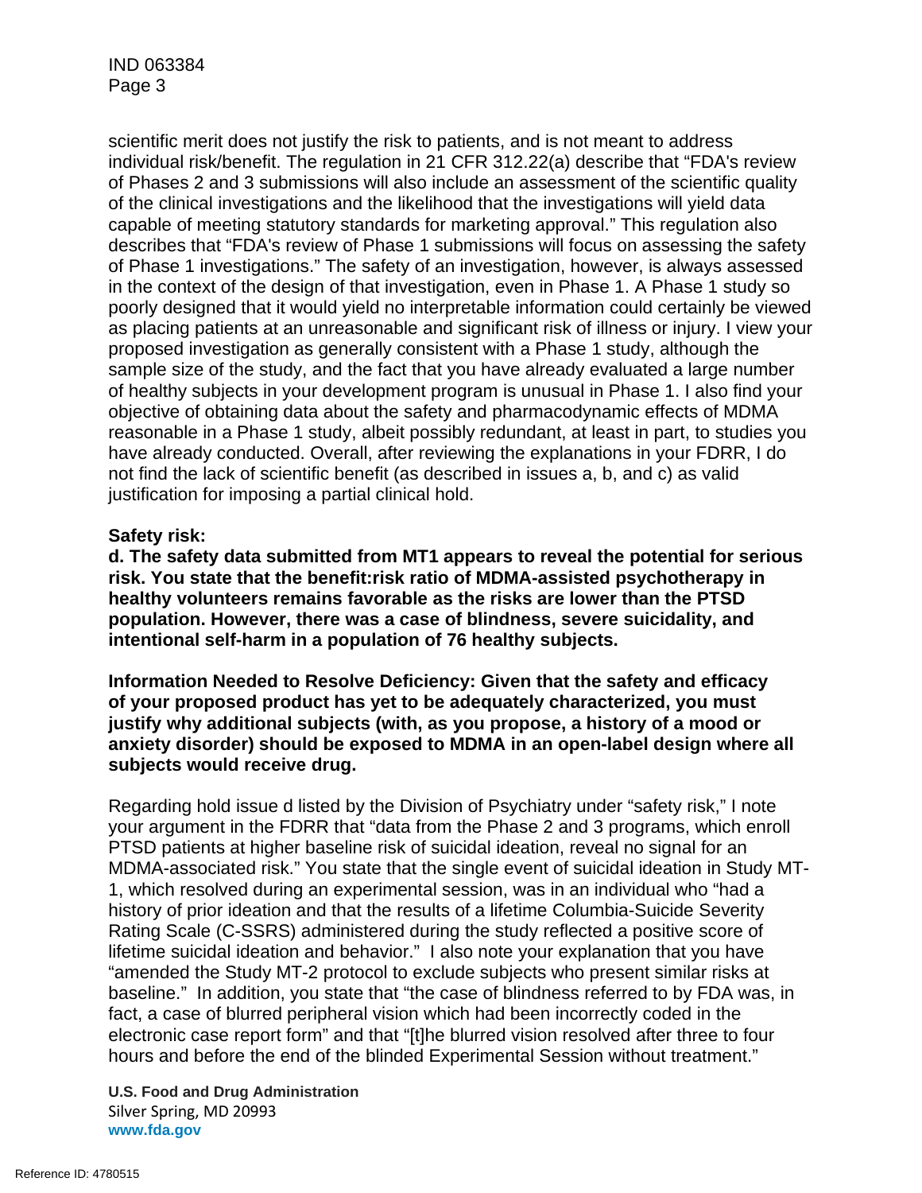scientific merit does not justify the risk to patients, and is not meant to address individual risk/benefit. The regulation in 21 CFR 312.22(a) describe that "FDA's review of Phases 2 and 3 submissions will also include an assessment of the scientific quality of the clinical investigations and the likelihood that the investigations will yield data capable of meeting statutory standards for marketing approval." This regulation also describes that "FDA's review of Phase 1 submissions will focus on assessing the safety of Phase 1 investigations." The safety of an investigation, however, is always assessed in the context of the design of that investigation, even in Phase 1. A Phase 1 study so poorly designed that it would yield no interpretable information could certainly be viewed as placing patients at an unreasonable and significant risk of illness or injury. I view your proposed investigation as generally consistent with a Phase 1 study, although the sample size of the study, and the fact that you have already evaluated a large number of healthy subjects in your development program is unusual in Phase 1. I also find your objective of obtaining data about the safety and pharmacodynamic effects of MDMA reasonable in a Phase 1 study, albeit possibly redundant, at least in part, to studies you have already conducted. Overall, after reviewing the explanations in your FDRR, I do not find the lack of scientific benefit (as described in issues a, b, and c) as valid justification for imposing a partial clinical hold.

**Safety risk:**

**d. The safety data submitted from MT1 appears to reveal the potential for serious risk. You state that the benefit:risk ratio of MDMA-assisted psychotherapy in healthy volunteers remains favorable as the risks are lower than the PTSD population. However, there was a case of blindness, severe suicidality, and intentional self-harm in a population of 76 healthy subjects.**

**Information Needed to Resolve Deficiency: Given that the safety and efficacy of your proposed product has yet to be adequately characterized, you must justify why additional subjects (with, as you propose, a history of a mood or anxiety disorder) should be exposed to MDMA in an open-label design where all subjects would receive drug.**

Regarding hold issue d listed by the Division of Psychiatry under "safety risk," I note your argument in the FDRR that "data from the Phase 2 and 3 programs, which enroll PTSD patients at higher baseline risk of suicidal ideation, reveal no signal for an MDMA-associated risk." You state that the single event of suicidal ideation in Study MT-1, which resolved during an experimental session, was in an individual who "had a history of prior ideation and that the results of a lifetime Columbia-Suicide Severity Rating Scale (C-SSRS) administered during the study reflected a positive score of lifetime suicidal ideation and behavior." I also note your explanation that you have "amended the Study MT-2 protocol to exclude subjects who present similar risks at baseline." In addition, you state that "the case of blindness referred to by FDA was, in fact, a case of blurred peripheral vision which had been incorrectly coded in the electronic case report form" and that "[t]he blurred vision resolved after three to four hours and before the end of the blinded Experimental Session without treatment."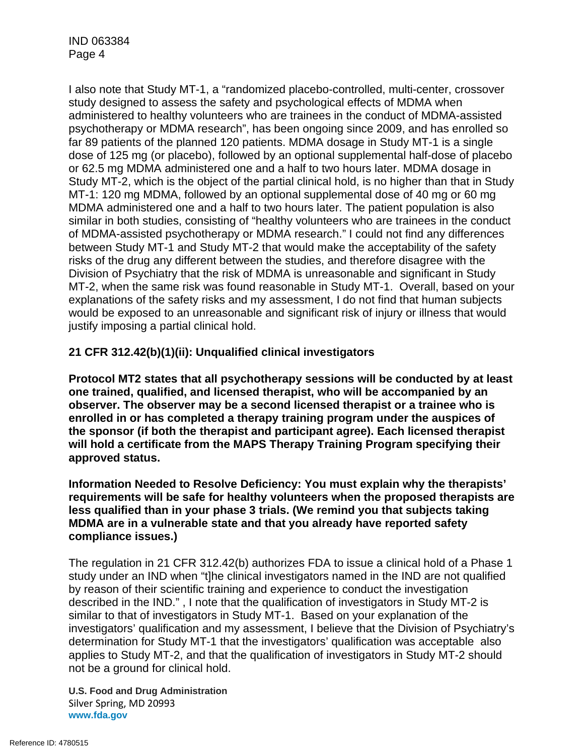I also note that Study MT-1, a "randomized placebo-controlled, multi-center, crossover study designed to assess the safety and psychological effects of MDMA when administered to healthy volunteers who are trainees in the conduct of MDMA-assisted psychotherapy or MDMA research", has been ongoing since 2009, and has enrolled so far 89 patients of the planned 120 patients. MDMA dosage in Study MT-1 is a single dose of 125 mg (or placebo), followed by an optional supplemental half-dose of placebo or 62.5 mg MDMA administered one and a half to two hours later. MDMA dosage in Study MT-2, which is the object of the partial clinical hold, is no higher than that in Study MT-1: 120 mg MDMA, followed by an optional supplemental dose of 40 mg or 60 mg MDMA administered one and a half to two hours later. The patient population is also similar in both studies, consisting of "healthy volunteers who are trainees in the conduct of MDMA-assisted psychotherapy or MDMA research." I could not find any differences between Study MT-1 and Study MT-2 that would make the acceptability of the safety risks of the drug any different between the studies, and therefore disagree with the Division of Psychiatry that the risk of MDMA is unreasonable and significant in Study MT-2, when the same risk was found reasonable in Study MT-1. Overall, based on your explanations of the safety risks and my assessment, I do not find that human subjects would be exposed to an unreasonable and significant risk of injury or illness that would justify imposing a partial clinical hold.

**21 CFR 312.42(b)(1)(ii): Unqualified clinical investigators**

**Protocol MT2 states that all psychotherapy sessions will be conducted by at least one trained, qualified, and licensed therapist, who will be accompanied by an observer. The observer may be a second licensed therapist or a trainee who is enrolled in or has completed a therapy training program under the auspices of the sponsor (if both the therapist and participant agree). Each licensed therapist will hold a certificate from the MAPS Therapy Training Program specifying their approved status.**

**Information Needed to Resolve Deficiency: You must explain why the therapists' requirements will be safe for healthy volunteers when the proposed therapists are less qualified than in your phase 3 trials. (We remind you that subjects taking MDMA are in a vulnerable state and that you already have reported safety compliance issues.)**

The regulation in 21 CFR 312.42(b) authorizes FDA to issue a clinical hold of a Phase 1 study under an IND when "t]he clinical investigators named in the IND are not qualified by reason of their scientific training and experience to conduct the investigation described in the IND." , I note that the qualification of investigators in Study MT-2 is similar to that of investigators in Study MT-1. Based on your explanation of the investigators' qualification and my assessment, I believe that the Division of Psychiatry's determination for Study MT-1 that the investigators' qualification was acceptable also applies to Study MT-2, and that the qualification of investigators in Study MT-2 should not be a ground for clinical hold.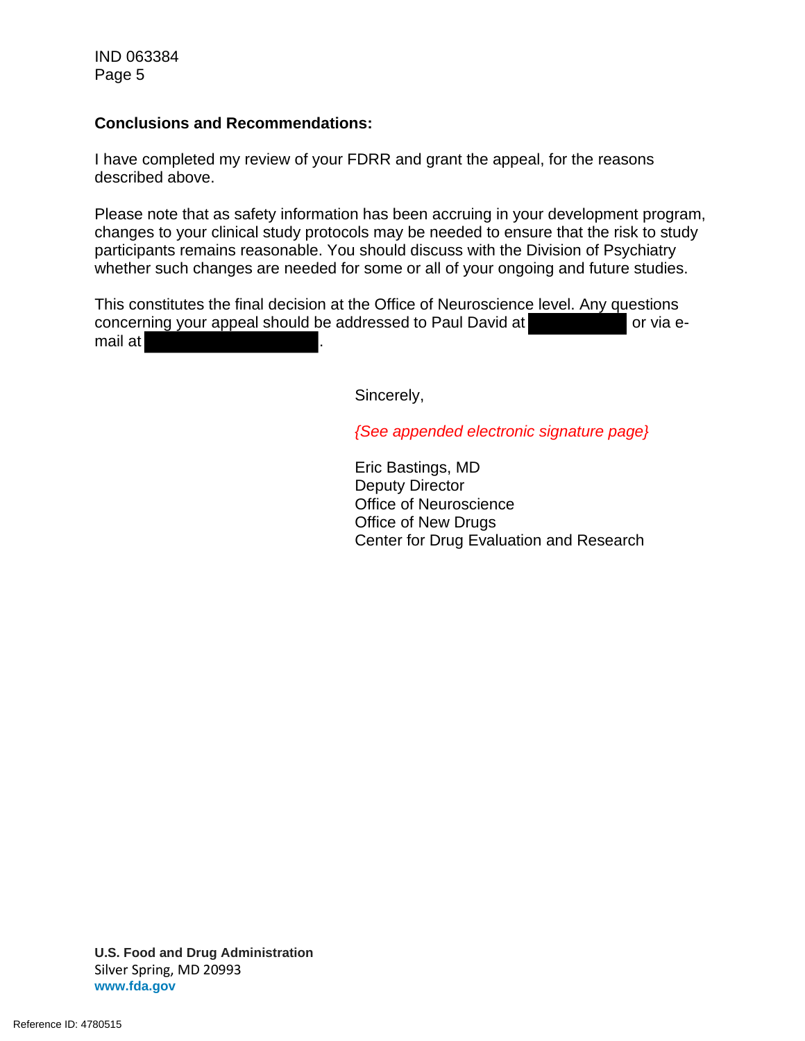**Conclusions and Recommendations:**

I have completed my review of your FDRR and grant the appeal, for the reasons described above.

Please note that as safety information has been accruing in your development program, changes to your clinical study protocols may be needed to ensure that the risk to study participants remains reasonable. You should discuss with the Division of Psychiatry whether such changes are needed for some or all of your ongoing and future studies.

This constitutes the final decision at the Office of Neuroscience level. Any questions concerning your appeal should be addressed to Paul David at [redacted] or via e-mail at [redacted].

Sincerely,

*{See appended electronic signature page}*

Eric Bastings, MD
Deputy Director
Office of Neuroscience
Office of New Drugs
Center for Drug Evaluation and Research

**U.S. Food and Drug Administration**
Silver Spring, MD 20993
**www.fda.gov**

Reference ID: 4780515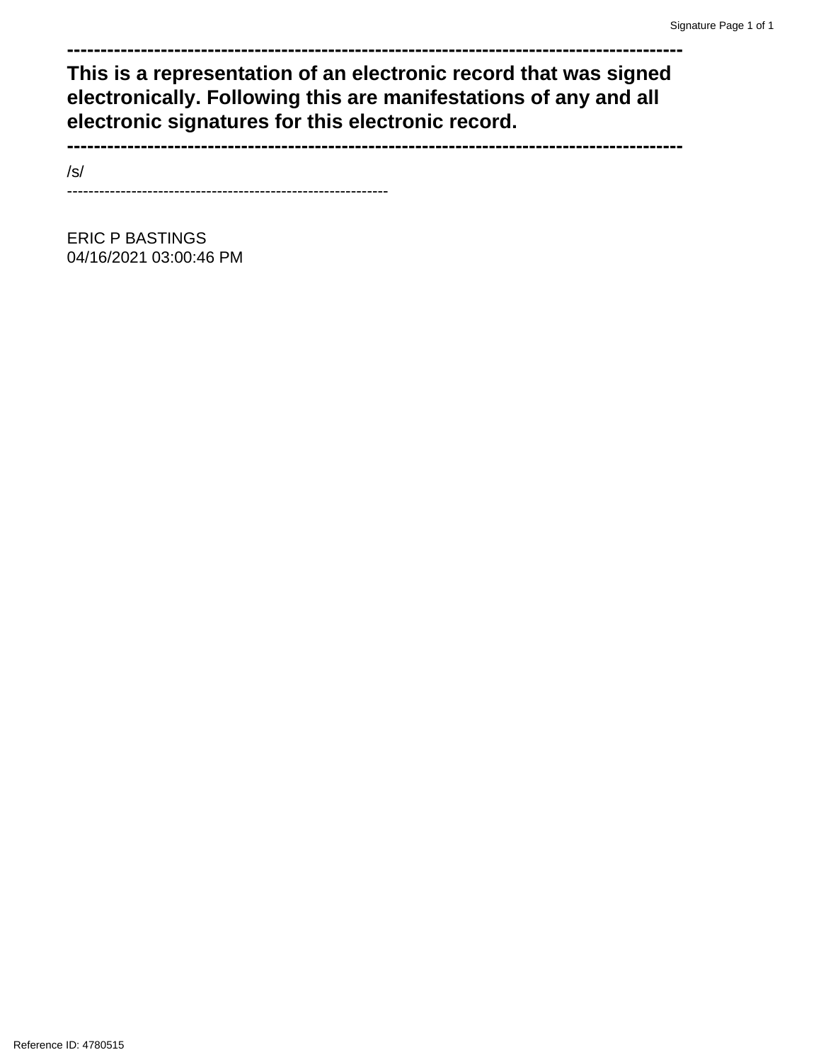---------------------------------------------------------------------------------------------

**This is a representation of an electronic record that was signed electronically. Following this are manifestations of any and all electronic signatures for this electronic record.**

---------------------------------------------------------------------------------------------

/s/

------------------------------------------------------------

ERIC P BASTINGS
04/16/2021 03:00:46 PM